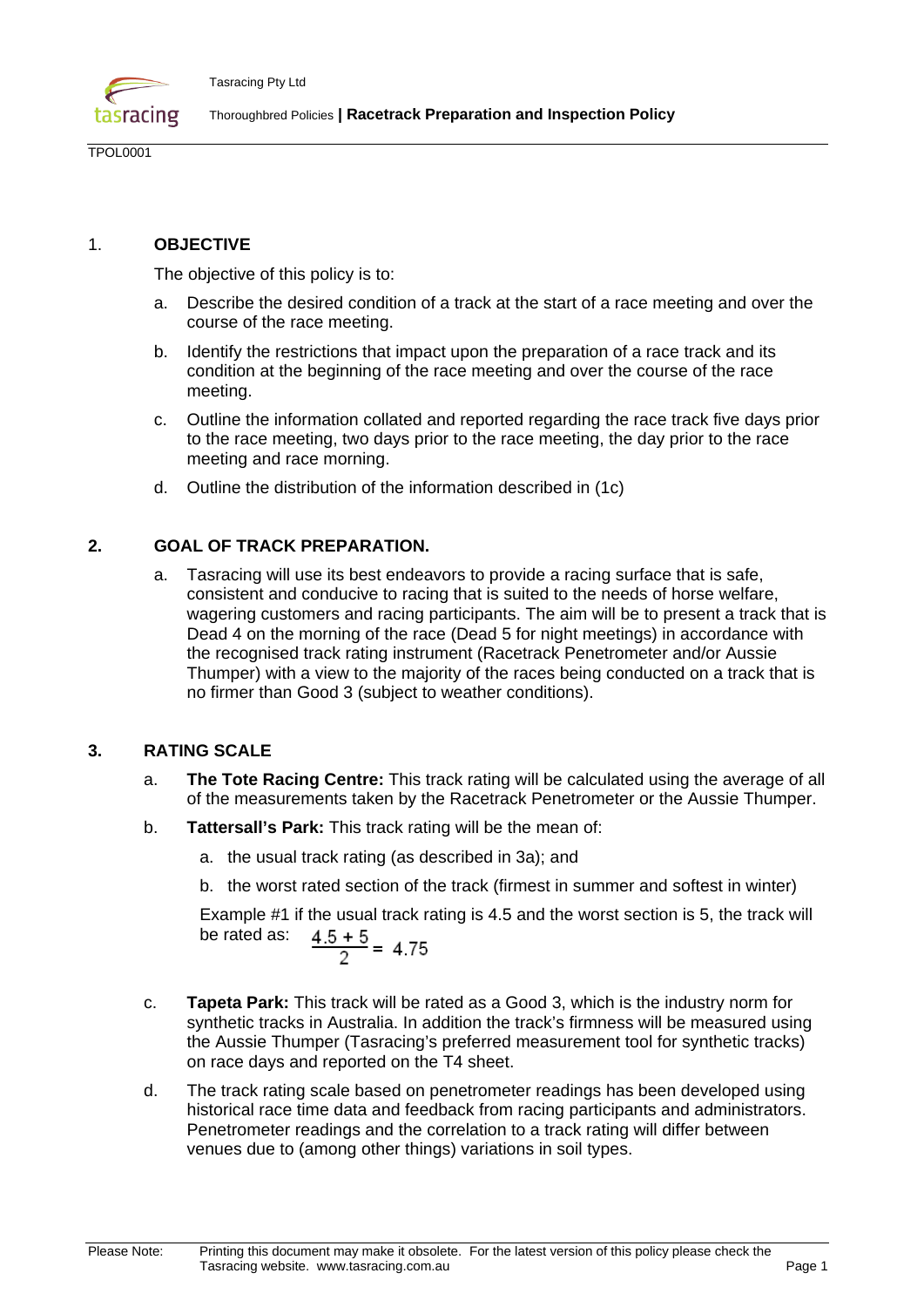Tasracing Pty Ltd

Thoroughbred Policies | **Racetrack Preparation and Inspection Policy**

TPOL0001

## 1. OBJECTIVE

The objective of this policy is to:

a. Describe the desired condition of a track at the start of a race meeting and over the course of the race meeting.

b. Identify the restrictions that impact upon the preparation of a race track and its condition at the beginning of the race meeting and over the course of the race meeting.

c. Outline the information collated and reported regarding the race track five days prior to the race meeting, two days prior to the race meeting, the day prior to the race meeting and race morning.

d. Outline the distribution of the information described in (1c)

## 2. GOAL OF TRACK PREPARATION.

a. Tasracing will use its best endeavors to provide a racing surface that is safe, consistent and conducive to racing that is suited to the needs of horse welfare, wagering customers and racing participants. The aim will be to present a track that is Dead 4 on the morning of the race (Dead 5 for night meetings) in accordance with the recognised track rating instrument (Racetrack Penetrometer and/or Aussie Thumper) with a view to the majority of the races being conducted on a track that is no firmer than Good 3 (subject to weather conditions).

## 3. RATING SCALE

a. **The Tote Racing Centre:** This track rating will be calculated using the average of all of the measurements taken by the Racetrack Penetrometer or the Aussie Thumper.

b. **Tattersall's Park:** This track rating will be the mean of:

   a. the usual track rating (as described in 3a); and

   b. the worst rated section of the track (firmest in summer and softest in winter)

   Example #1 if the usual track rating is 4.5 and the worst section is 5, the track will be rated as: $\frac{4.5 + 5}{2} = 4.75$

c. **Tapeta Park:** This track will be rated as a Good 3, which is the industry norm for synthetic tracks in Australia. In addition the track's firmness will be measured using the Aussie Thumper (Tasracing's preferred measurement tool for synthetic tracks) on race days and reported on the T4 sheet.

d. The track rating scale based on penetrometer readings has been developed using historical race time data and feedback from racing participants and administrators. Penetrometer readings and the correlation to a track rating will differ between venues due to (among other things) variations in soil types.

Please Note: Printing this document may make it obsolete. For the latest version of this policy please check the Tasracing website. www.tasracing.com.au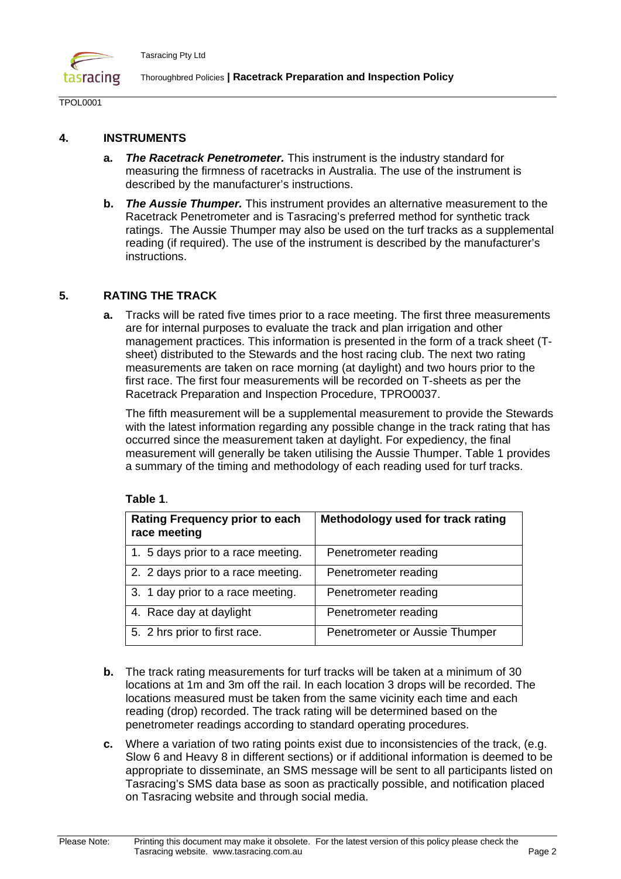## 4. INSTRUMENTS

**a.** ***The Racetrack Penetrometer.*** This instrument is the industry standard for measuring the firmness of racetracks in Australia. The use of the instrument is described by the manufacturer's instructions.

**b.** ***The Aussie Thumper.*** This instrument provides an alternative measurement to the Racetrack Penetrometer and is Tasracing's preferred method for synthetic track ratings. The Aussie Thumper may also be used on the turf tracks as a supplemental reading (if required). The use of the instrument is described by the manufacturer's instructions.

## 5. RATING THE TRACK

**a.** Tracks will be rated five times prior to a race meeting. The first three measurements are for internal purposes to evaluate the track and plan irrigation and other management practices. This information is presented in the form of a track sheet (T-sheet) distributed to the Stewards and the host racing club. The next two rating measurements are taken on race morning (at daylight) and two hours prior to the first race. The first four measurements will be recorded on T-sheets as per the Racetrack Preparation and Inspection Procedure, TPRO0037.

The fifth measurement will be a supplemental measurement to provide the Stewards with the latest information regarding any possible change in the track rating that has occurred since the measurement taken at daylight. For expediency, the final measurement will generally be taken utilising the Aussie Thumper. Table 1 provides a summary of the timing and methodology of each reading used for turf tracks.

**Table 1**.

| Rating Frequency prior to each race meeting | Methodology used for track rating |
|---|---|
| 1. 5 days prior to a race meeting. | Penetrometer reading |
| 2. 2 days prior to a race meeting. | Penetrometer reading |
| 3. 1 day prior to a race meeting. | Penetrometer reading |
| 4. Race day at daylight | Penetrometer reading |
| 5. 2 hrs prior to first race. | Penetrometer or Aussie Thumper |

**b.** The track rating measurements for turf tracks will be taken at a minimum of 30 locations at 1m and 3m off the rail. In each location 3 drops will be recorded. The locations measured must be taken from the same vicinity each time and each reading (drop) recorded. The track rating will be determined based on the penetrometer readings according to standard operating procedures.

**c.** Where a variation of two rating points exist due to inconsistencies of the track, (e.g. Slow 6 and Heavy 8 in different sections) or if additional information is deemed to be appropriate to disseminate, an SMS message will be sent to all participants listed on Tasracing's SMS data base as soon as practically possible, and notification placed on Tasracing website and through social media.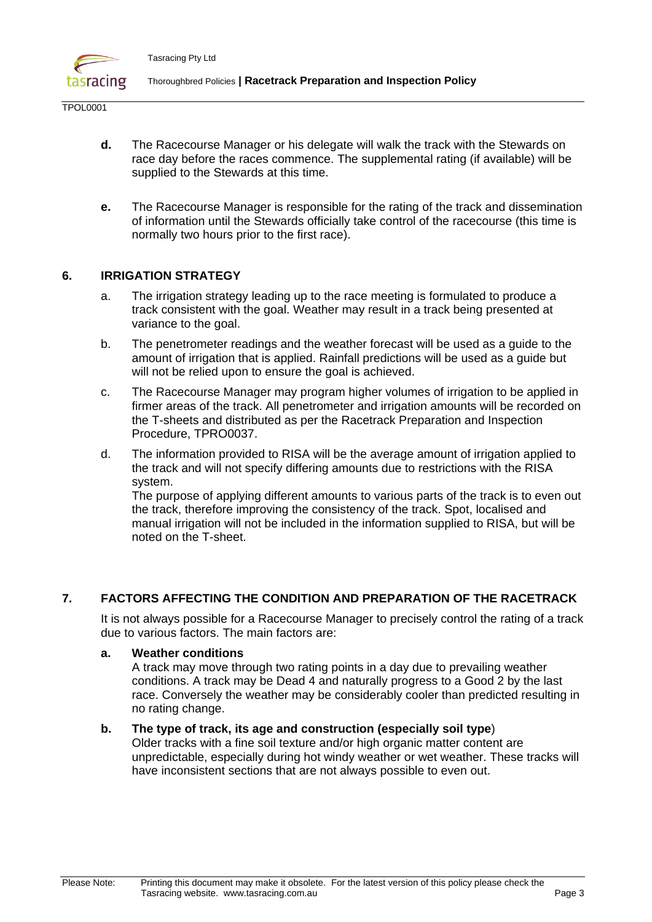**d.** The Racecourse Manager or his delegate will walk the track with the Stewards on race day before the races commence. The supplemental rating (if available) will be supplied to the Stewards at this time.

**e.** The Racecourse Manager is responsible for the rating of the track and dissemination of information until the Stewards officially take control of the racecourse (this time is normally two hours prior to the first race).

## 6. IRRIGATION STRATEGY

a. The irrigation strategy leading up to the race meeting is formulated to produce a track consistent with the goal. Weather may result in a track being presented at variance to the goal.

b. The penetrometer readings and the weather forecast will be used as a guide to the amount of irrigation that is applied. Rainfall predictions will be used as a guide but will not be relied upon to ensure the goal is achieved.

c. The Racecourse Manager may program higher volumes of irrigation to be applied in firmer areas of the track. All penetrometer and irrigation amounts will be recorded on the T-sheets and distributed as per the Racetrack Preparation and Inspection Procedure, TPRO0037.

d. The information provided to RISA will be the average amount of irrigation applied to the track and will not specify differing amounts due to restrictions with the RISA system.
The purpose of applying different amounts to various parts of the track is to even out the track, therefore improving the consistency of the track. Spot, localised and manual irrigation will not be included in the information supplied to RISA, but will be noted on the T-sheet.

## 7. FACTORS AFFECTING THE CONDITION AND PREPARATION OF THE RACETRACK

It is not always possible for a Racecourse Manager to precisely control the rating of a track due to various factors. The main factors are:

**a. Weather conditions**
A track may move through two rating points in a day due to prevailing weather conditions. A track may be Dead 4 and naturally progress to a Good 2 by the last race. Conversely the weather may be considerably cooler than predicted resulting in no rating change.

**b. The type of track, its age and construction (especially soil type**)
Older tracks with a fine soil texture and/or high organic matter content are unpredictable, especially during hot windy weather or wet weather. These tracks will have inconsistent sections that are not always possible to even out.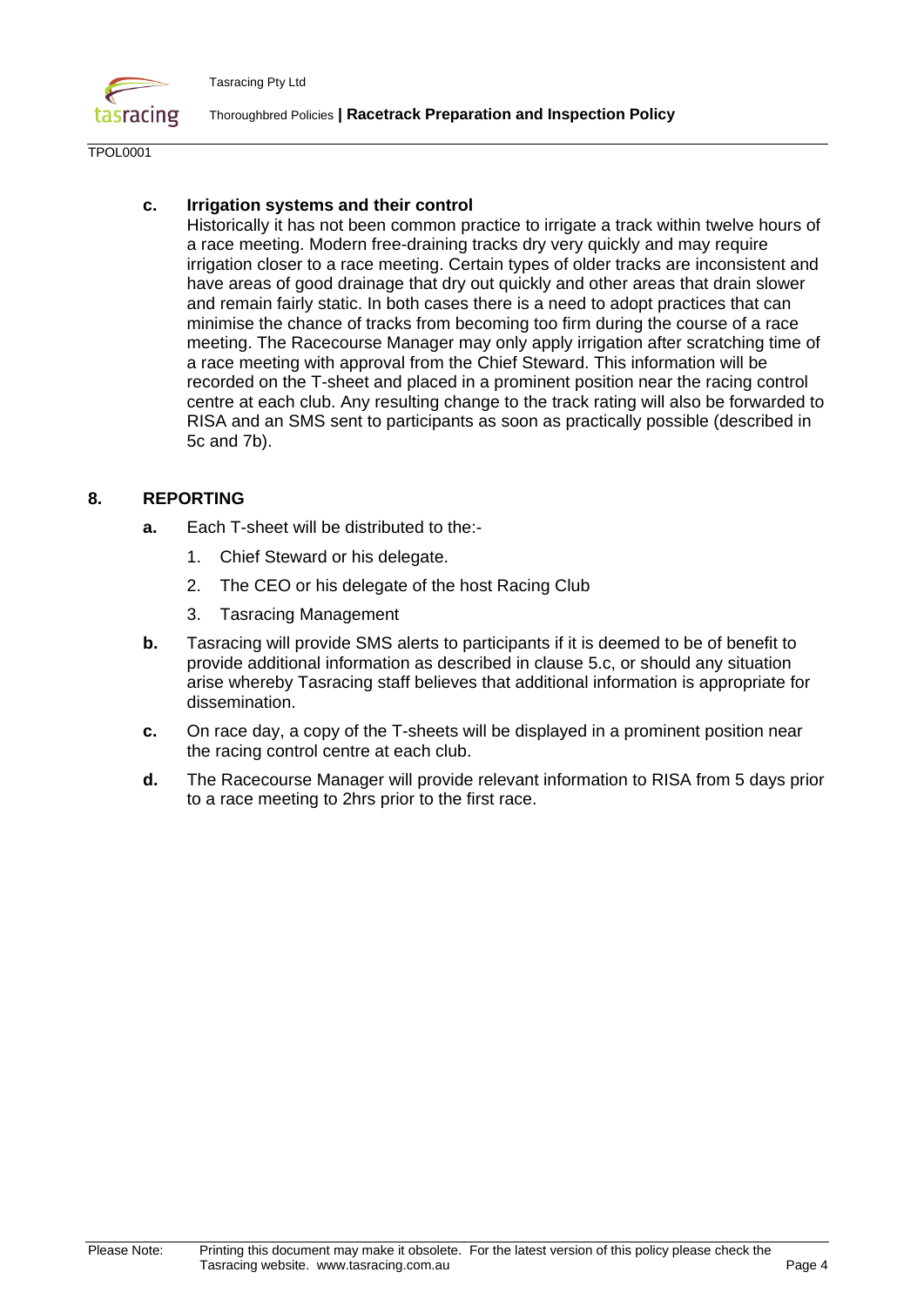**c. Irrigation systems and their control**

Historically it has not been common practice to irrigate a track within twelve hours of a race meeting. Modern free-draining tracks dry very quickly and may require irrigation closer to a race meeting. Certain types of older tracks are inconsistent and have areas of good drainage that dry out quickly and other areas that drain slower and remain fairly static. In both cases there is a need to adopt practices that can minimise the chance of tracks from becoming too firm during the course of a race meeting. The Racecourse Manager may only apply irrigation after scratching time of a race meeting with approval from the Chief Steward. This information will be recorded on the T-sheet and placed in a prominent position near the racing control centre at each club. Any resulting change to the track rating will also be forwarded to RISA and an SMS sent to participants as soon as practically possible (described in 5c and 7b).

## 8. REPORTING

**a.** Each T-sheet will be distributed to the:-

1. Chief Steward or his delegate.
2. The CEO or his delegate of the host Racing Club
3. Tasracing Management

**b.** Tasracing will provide SMS alerts to participants if it is deemed to be of benefit to provide additional information as described in clause 5.c, or should any situation arise whereby Tasracing staff believes that additional information is appropriate for dissemination.

**c.** On race day, a copy of the T-sheets will be displayed in a prominent position near the racing control centre at each club.

**d.** The Racecourse Manager will provide relevant information to RISA from 5 days prior to a race meeting to 2hrs prior to the first race.